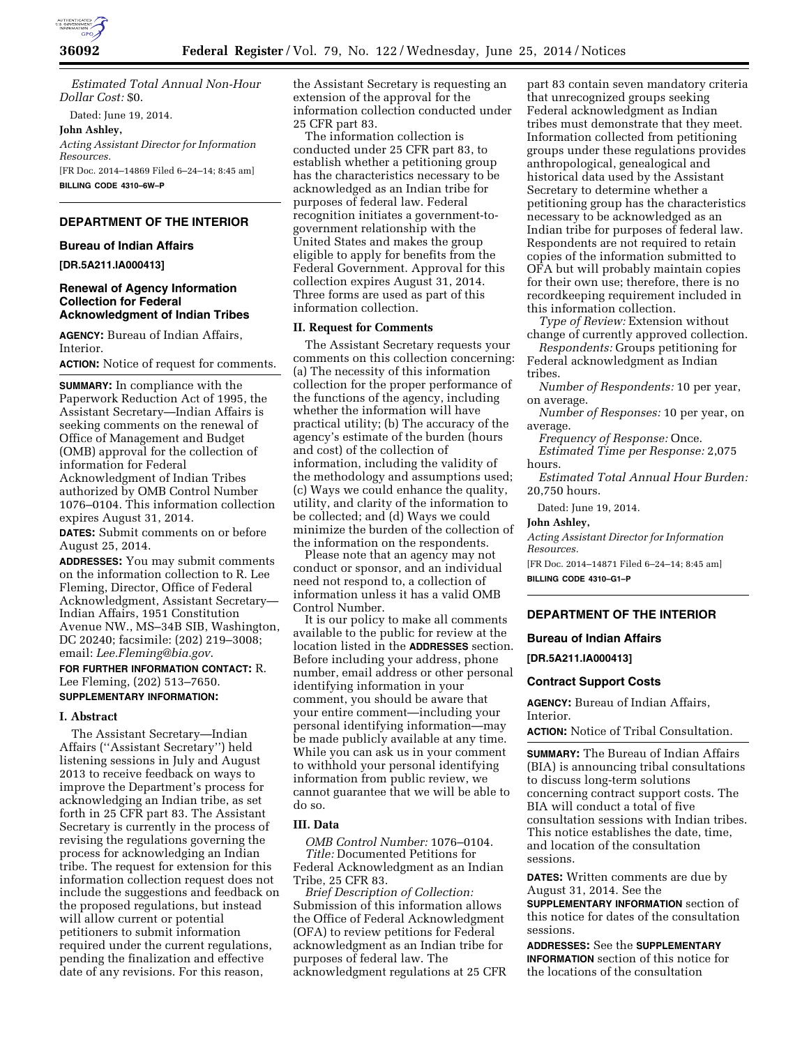*Estimated Total Annual Non-Hour Dollar Cost:* $0.

Dated: June 19, 2014.

**John Ashley,**

*Acting Assistant Director for Information Resources.*

[FR Doc. 2014–14869 Filed 6–24–14; 8:45 am]

**BILLING CODE 4310–6W–P**

---

## DEPARTMENT OF THE INTERIOR

### Bureau of Indian Affairs

**[DR.5A211.IA000413]**

### Renewal of Agency Information Collection for Federal Acknowledgment of Indian Tribes

**AGENCY:** Bureau of Indian Affairs, Interior.

**ACTION:** Notice of request for comments.

**SUMMARY:** In compliance with the Paperwork Reduction Act of 1995, the Assistant Secretary—Indian Affairs is seeking comments on the renewal of Office of Management and Budget (OMB) approval for the collection of information for Federal Acknowledgment of Indian Tribes authorized by OMB Control Number 1076–0104. This information collection expires August 31, 2014.

**DATES:** Submit comments on or before August 25, 2014.

**ADDRESSES:** You may submit comments on the information collection to R. Lee Fleming, Director, Office of Federal Acknowledgment, Assistant Secretary—Indian Affairs, 1951 Constitution Avenue NW., MS–34B SIB, Washington, DC 20240; facsimile: (202) 219–3008; email: *Lee.Fleming@bia.gov*.

**FOR FURTHER INFORMATION CONTACT:** R. Lee Fleming, (202) 513–7650.

**SUPPLEMENTARY INFORMATION:**

#### I. Abstract

The Assistant Secretary—Indian Affairs (''Assistant Secretary'') held listening sessions in July and August 2013 to receive feedback on ways to improve the Department's process for acknowledging an Indian tribe, as set forth in 25 CFR part 83. The Assistant Secretary is currently in the process of revising the regulations governing the process for acknowledging an Indian tribe. The request for extension for this information collection request does not include the suggestions and feedback on the proposed regulations, but instead will allow current or potential petitioners to submit information required under the current regulations, pending the finalization and effective date of any revisions. For this reason, the Assistant Secretary is requesting an extension of the approval for the information collection conducted under 25 CFR part 83.

The information collection is conducted under 25 CFR part 83, to establish whether a petitioning group has the characteristics necessary to be acknowledged as an Indian tribe for purposes of federal law. Federal recognition initiates a government-to-government relationship with the United States and makes the group eligible to apply for benefits from the Federal Government. Approval for this collection expires August 31, 2014. Three forms are used as part of this information collection.

#### II. Request for Comments

The Assistant Secretary requests your comments on this collection concerning: (a) The necessity of this information collection for the proper performance of the functions of the agency, including whether the information will have practical utility; (b) The accuracy of the agency's estimate of the burden (hours and cost) of the collection of information, including the validity of the methodology and assumptions used; (c) Ways we could enhance the quality, utility, and clarity of the information to be collected; and (d) Ways we could minimize the burden of the collection of the information on the respondents.

Please note that an agency may not conduct or sponsor, and an individual need not respond to, a collection of information unless it has a valid OMB Control Number.

It is our policy to make all comments available to the public for review at the location listed in the **ADDRESSES** section. Before including your address, phone number, email address or other personal identifying information in your comment, you should be aware that your entire comment—including your personal identifying information—may be made publicly available at any time. While you can ask us in your comment to withhold your personal identifying information from public review, we cannot guarantee that we will be able to do so.

#### III. Data

*OMB Control Number:* 1076–0104.

*Title:* Documented Petitions for Federal Acknowledgment as an Indian Tribe, 25 CFR 83.

*Brief Description of Collection:* Submission of this information allows the Office of Federal Acknowledgment (OFA) to review petitions for Federal acknowledgment as an Indian tribe for purposes of federal law. The acknowledgment regulations at 25 CFR part 83 contain seven mandatory criteria that unrecognized groups seeking Federal acknowledgment as Indian tribes must demonstrate that they meet. Information collected from petitioning groups under these regulations provides anthropological, genealogical and historical data used by the Assistant Secretary to determine whether a petitioning group has the characteristics necessary to be acknowledged as an Indian tribe for purposes of federal law. Respondents are not required to retain copies of the information submitted to OFA but will probably maintain copies for their own use; therefore, there is no recordkeeping requirement included in this information collection.

*Type of Review:* Extension without change of currently approved collection.

*Respondents:* Groups petitioning for Federal acknowledgment as Indian tribes.

*Number of Respondents:* 10 per year, on average.

*Number of Responses:* 10 per year, on average.

*Frequency of Response:* Once.

*Estimated Time per Response:* 2,075 hours.

*Estimated Total Annual Hour Burden:* 20,750 hours.

Dated: June 19, 2014.

**John Ashley,**

*Acting Assistant Director for Information Resources.*

[FR Doc. 2014–14871 Filed 6–24–14; 8:45 am]

**BILLING CODE 4310–G1–P**

---

## DEPARTMENT OF THE INTERIOR

### Bureau of Indian Affairs

**[DR.5A211.IA000413]**

### Contract Support Costs

**AGENCY:** Bureau of Indian Affairs, Interior.

**ACTION:** Notice of Tribal Consultation.

**SUMMARY:** The Bureau of Indian Affairs (BIA) is announcing tribal consultations to discuss long-term solutions concerning contract support costs. The BIA will conduct a total of five consultation sessions with Indian tribes. This notice establishes the date, time, and location of the consultation sessions.

**DATES:** Written comments are due by August 31, 2014. See the **SUPPLEMENTARY INFORMATION** section of this notice for dates of the consultation sessions.

**ADDRESSES:** See the **SUPPLEMENTARY INFORMATION** section of this notice for the locations of the consultation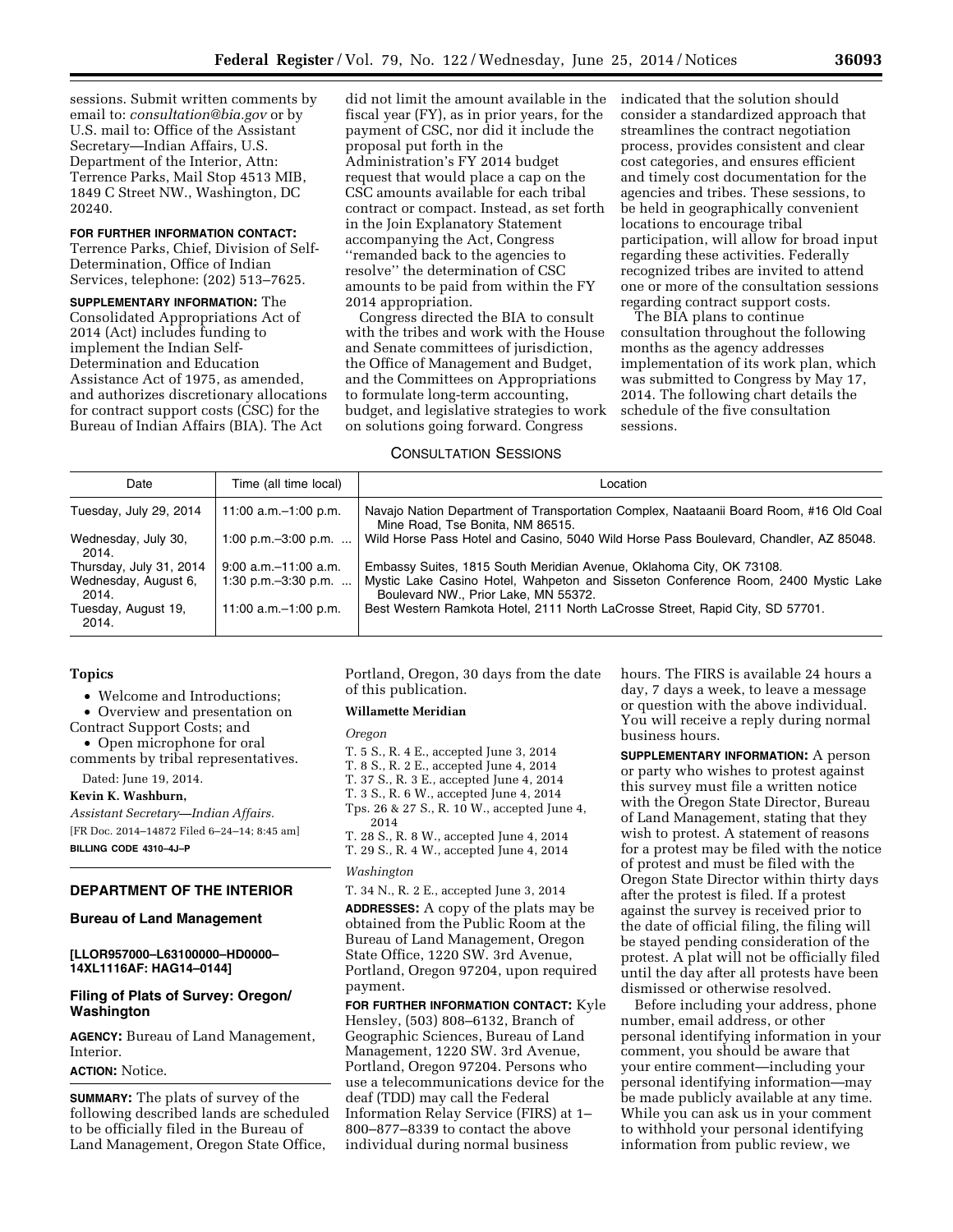sessions. Submit written comments by email to: *consultation@bia.gov* or by U.S. mail to: Office of the Assistant Secretary—Indian Affairs, U.S. Department of the Interior, Attn: Terrence Parks, Mail Stop 4513 MIB, 1849 C Street NW., Washington, DC 20240.

**FOR FURTHER INFORMATION CONTACT:** Terrence Parks, Chief, Division of Self-Determination, Office of Indian Services, telephone: (202) 513–7625.

**SUPPLEMENTARY INFORMATION:** The Consolidated Appropriations Act of 2014 (Act) includes funding to implement the Indian Self-Determination and Education Assistance Act of 1975, as amended, and authorizes discretionary allocations for contract support costs (CSC) for the Bureau of Indian Affairs (BIA). The Act did not limit the amount available in the fiscal year (FY), as in prior years, for the payment of CSC, nor did it include the proposal put forth in the Administration's FY 2014 budget request that would place a cap on the CSC amounts available for each tribal contract or compact. Instead, as set forth in the Join Explanatory Statement accompanying the Act, Congress ''remanded back to the agencies to resolve'' the determination of CSC amounts to be paid from within the FY 2014 appropriation.

Congress directed the BIA to consult with the tribes and work with the House and Senate committees of jurisdiction, the Office of Management and Budget, and the Committees on Appropriations to formulate long-term accounting, budget, and legislative strategies to work on solutions going forward. Congress indicated that the solution should consider a standardized approach that streamlines the contract negotiation process, provides consistent and clear cost categories, and ensures efficient and timely cost documentation for the agencies and tribes. These sessions, to be held in geographically convenient locations to encourage tribal participation, will allow for broad input regarding these activities. Federally recognized tribes are invited to attend one or more of the consultation sessions regarding contract support costs.

The BIA plans to continue consultation throughout the following months as the agency addresses implementation of its work plan, which was submitted to Congress by May 17, 2014. The following chart details the schedule of the five consultation sessions.

CONSULTATION SESSIONS

| Date | Time (all time local) | Location |
|---|---|---|
| Tuesday, July 29, 2014 | 11:00 a.m.–1:00 p.m. | Navajo Nation Department of Transportation Complex, Naataanii Board Room, #16 Old Coal Mine Road, Tse Bonita, NM 86515. |
| Wednesday, July 30, 2014. | 1:00 p.m.–3:00 p.m. ... | Wild Horse Pass Hotel and Casino, 5040 Wild Horse Pass Boulevard, Chandler, AZ 85048. |
| Thursday, July 31, 2014 | 9:00 a.m.–11:00 a.m. | Embassy Suites, 1815 South Meridian Avenue, Oklahoma City, OK 73108. |
| Wednesday, August 6, 2014. | 1:30 p.m.–3:30 p.m. ... | Mystic Lake Casino Hotel, Wahpeton and Sisseton Conference Room, 2400 Mystic Lake Boulevard NW., Prior Lake, MN 55372. |
| Tuesday, August 19, 2014. | 11:00 a.m.–1:00 p.m. | Best Western Ramkota Hotel, 2111 North LaCrosse Street, Rapid City, SD 57701. |

**Topics**

- Welcome and Introductions;
- Overview and presentation on Contract Support Costs; and
- Open microphone for oral comments by tribal representatives.

Dated: June 19, 2014.

**Kevin K. Washburn,**

*Assistant Secretary—Indian Affairs.*

[FR Doc. 2014–14872 Filed 6–24–14; 8:45 am]

**BILLING CODE 4310–4J–P**

## DEPARTMENT OF THE INTERIOR

### Bureau of Land Management

**[LLOR957000–L63100000–HD0000–14XL1116AF: HAG14–0144]**

### Filing of Plats of Survey: Oregon/Washington

**AGENCY:** Bureau of Land Management, Interior.

**ACTION:** Notice.

**SUMMARY:** The plats of survey of the following described lands are scheduled to be officially filed in the Bureau of Land Management, Oregon State Office, Portland, Oregon, 30 days from the date of this publication.

**Willamette Meridian**

*Oregon*

T. 5 S., R. 4 E., accepted June 3, 2014
T. 8 S., R. 2 E., accepted June 4, 2014
T. 37 S., R. 3 E., accepted June 4, 2014
T. 3 S., R. 6 W., accepted June 4, 2014
Tps. 26 & 27 S., R. 10 W., accepted June 4, 2014
T. 28 S., R. 8 W., accepted June 4, 2014
T. 29 S., R. 4 W., accepted June 4, 2014

*Washington*

T. 34 N., R. 2 E., accepted June 3, 2014

**ADDRESSES:** A copy of the plats may be obtained from the Public Room at the Bureau of Land Management, Oregon State Office, 1220 SW. 3rd Avenue, Portland, Oregon 97204, upon required payment.

**FOR FURTHER INFORMATION CONTACT:** Kyle Hensley, (503) 808–6132, Branch of Geographic Sciences, Bureau of Land Management, 1220 SW. 3rd Avenue, Portland, Oregon 97204. Persons who use a telecommunications device for the deaf (TDD) may call the Federal Information Relay Service (FIRS) at 1–800–877–8339 to contact the above individual during normal business hours. The FIRS is available 24 hours a day, 7 days a week, to leave a message or question with the above individual. You will receive a reply during normal business hours.

**SUPPLEMENTARY INFORMATION:** A person or party who wishes to protest against this survey must file a written notice with the Oregon State Director, Bureau of Land Management, stating that they wish to protest. A statement of reasons for a protest may be filed with the notice of protest and must be filed with the Oregon State Director within thirty days after the protest is filed. If a protest against the survey is received prior to the date of official filing, the filing will be stayed pending consideration of the protest. A plat will not be officially filed until the day after all protests have been dismissed or otherwise resolved.

Before including your address, phone number, email address, or other personal identifying information in your comment, you should be aware that your entire comment—including your personal identifying information—may be made publicly available at any time. While you can ask us in your comment to withhold your personal identifying information from public review, we